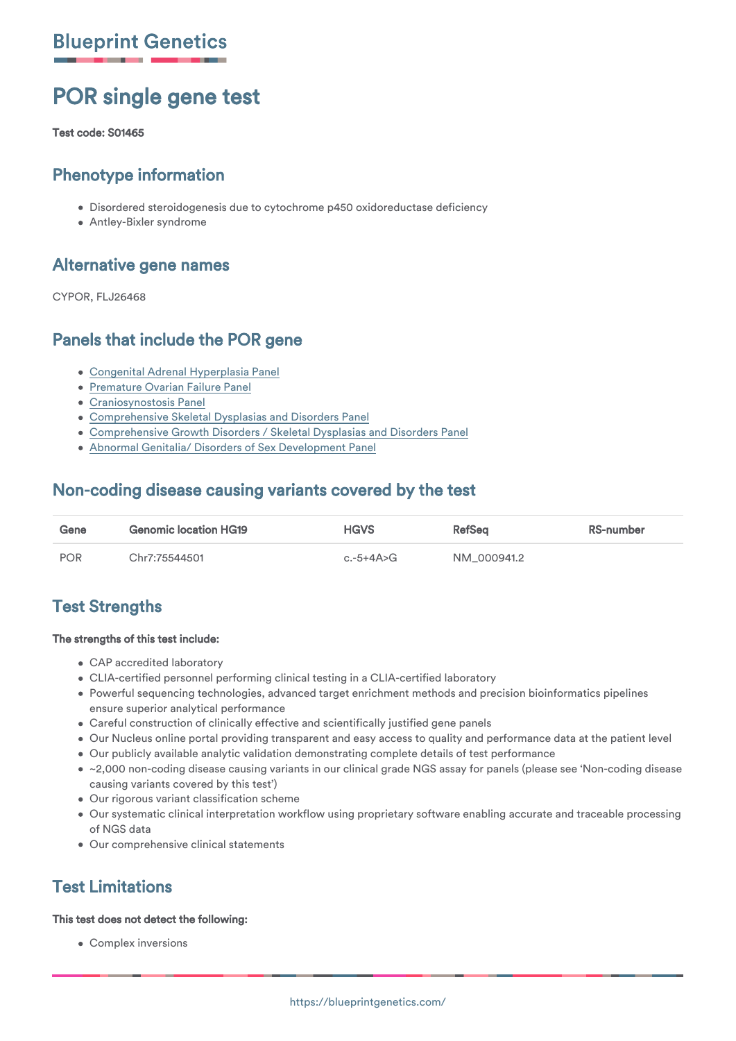Blueprint Genetics

# POR single gene test

**Test code: S01465**

## Phenotype information

- Disordered steroidogenesis due to cytochrome p450 oxidoreductase deficiency
- Antley-Bixler syndrome

## Alternative gene names

CYPOR, FLJ26468

## Panels that include the POR gene

- Congenital Adrenal Hyperplasia Panel
- Premature Ovarian Failure Panel
- Craniosynostosis Panel
- Comprehensive Skeletal Dysplasias and Disorders Panel
- Comprehensive Growth Disorders / Skeletal Dysplasias and Disorders Panel
- Abnormal Genitalia/ Disorders of Sex Development Panel

## Non-coding disease causing variants covered by the test

| Gene | Genomic location HG19 | HGVS | RefSeq | RS-number |
|---|---|---|---|---|
| POR | Chr7:75544501 | c.-5+4A>G | NM_000941.2 | |

## Test Strengths

**The strengths of this test include:**

- CAP accredited laboratory
- CLIA-certified personnel performing clinical testing in a CLIA-certified laboratory
- Powerful sequencing technologies, advanced target enrichment methods and precision bioinformatics pipelines ensure superior analytical performance
- Careful construction of clinically effective and scientifically justified gene panels
- Our Nucleus online portal providing transparent and easy access to quality and performance data at the patient level
- Our publicly available analytic validation demonstrating complete details of test performance
- ~2,000 non-coding disease causing variants in our clinical grade NGS assay for panels (please see 'Non-coding disease causing variants covered by this test')
- Our rigorous variant classification scheme
- Our systematic clinical interpretation workflow using proprietary software enabling accurate and traceable processing of NGS data
- Our comprehensive clinical statements

## Test Limitations

**This test does not detect the following:**

- Complex inversions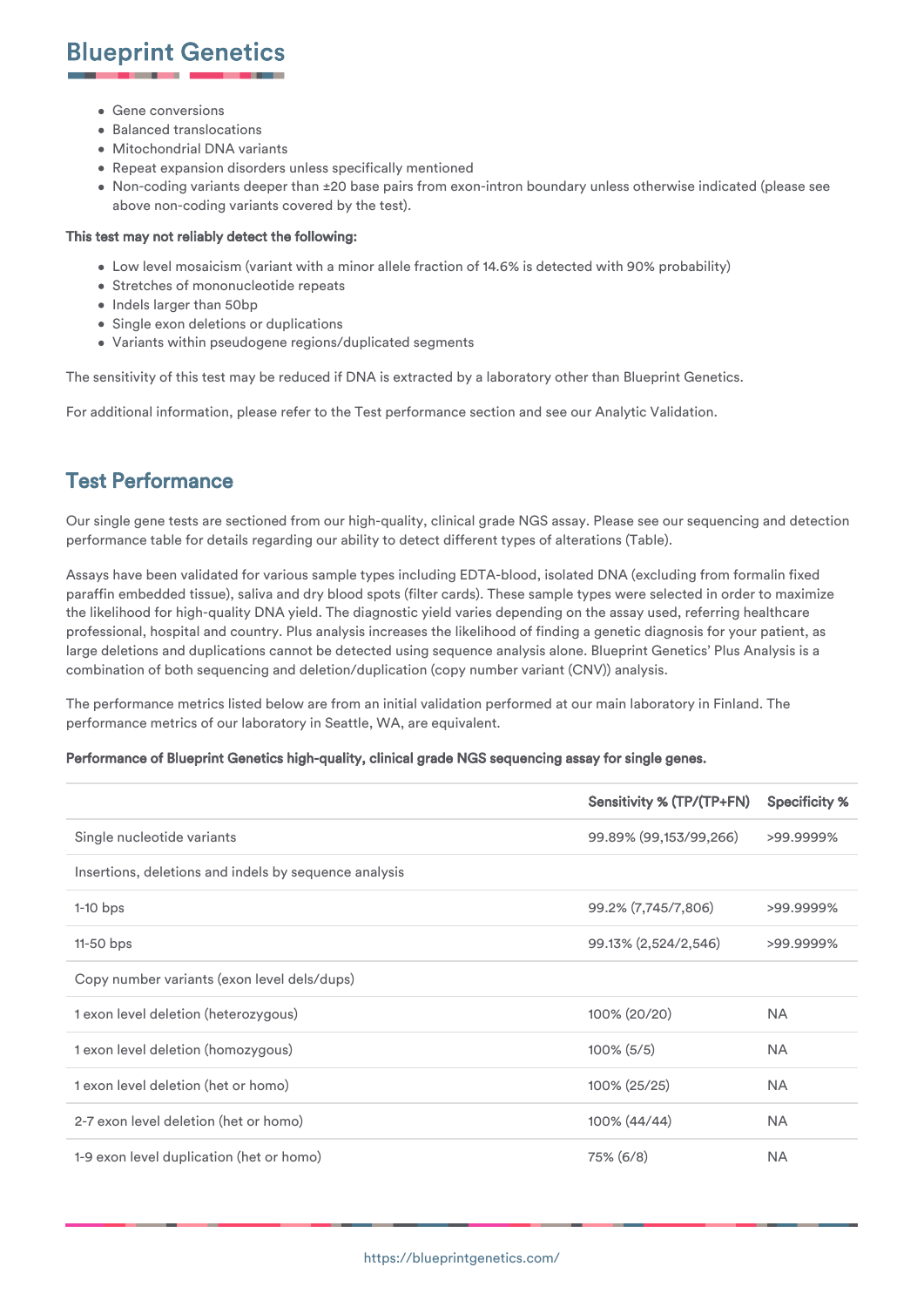- Gene conversions
- Balanced translocations
- Mitochondrial DNA variants
- Repeat expansion disorders unless specifically mentioned
- Non-coding variants deeper than ±20 base pairs from exon-intron boundary unless otherwise indicated (please see above non-coding variants covered by the test).

**This test may not reliably detect the following:**

- Low level mosaicism (variant with a minor allele fraction of 14.6% is detected with 90% probability)
- Stretches of mononucleotide repeats
- Indels larger than 50bp
- Single exon deletions or duplications
- Variants within pseudogene regions/duplicated segments

The sensitivity of this test may be reduced if DNA is extracted by a laboratory other than Blueprint Genetics.

For additional information, please refer to the Test performance section and see our Analytic Validation.

## Test Performance

Our single gene tests are sectioned from our high-quality, clinical grade NGS assay. Please see our sequencing and detection performance table for details regarding our ability to detect different types of alterations (Table).

Assays have been validated for various sample types including EDTA-blood, isolated DNA (excluding from formalin fixed paraffin embedded tissue), saliva and dry blood spots (filter cards). These sample types were selected in order to maximize the likelihood for high-quality DNA yield. The diagnostic yield varies depending on the assay used, referring healthcare professional, hospital and country. Plus analysis increases the likelihood of finding a genetic diagnosis for your patient, as large deletions and duplications cannot be detected using sequence analysis alone. Blueprint Genetics' Plus Analysis is a combination of both sequencing and deletion/duplication (copy number variant (CNV)) analysis.

The performance metrics listed below are from an initial validation performed at our main laboratory in Finland. The performance metrics of our laboratory in Seattle, WA, are equivalent.

**Performance of Blueprint Genetics high-quality, clinical grade NGS sequencing assay for single genes.**

| | Sensitivity % (TP/(TP+FN) | Specificity % |
|---|---|---|
| Single nucleotide variants | 99.89% (99,153/99,266) | >99.9999% |
| Insertions, deletions and indels by sequence analysis | | |
| 1-10 bps | 99.2% (7,745/7,806) | >99.9999% |
| 11-50 bps | 99.13% (2,524/2,546) | >99.9999% |
| Copy number variants (exon level dels/dups) | | |
| 1 exon level deletion (heterozygous) | 100% (20/20) | NA |
| 1 exon level deletion (homozygous) | 100% (5/5) | NA |
| 1 exon level deletion (het or homo) | 100% (25/25) | NA |
| 2-7 exon level deletion (het or homo) | 100% (44/44) | NA |
| 1-9 exon level duplication (het or homo) | 75% (6/8) | NA |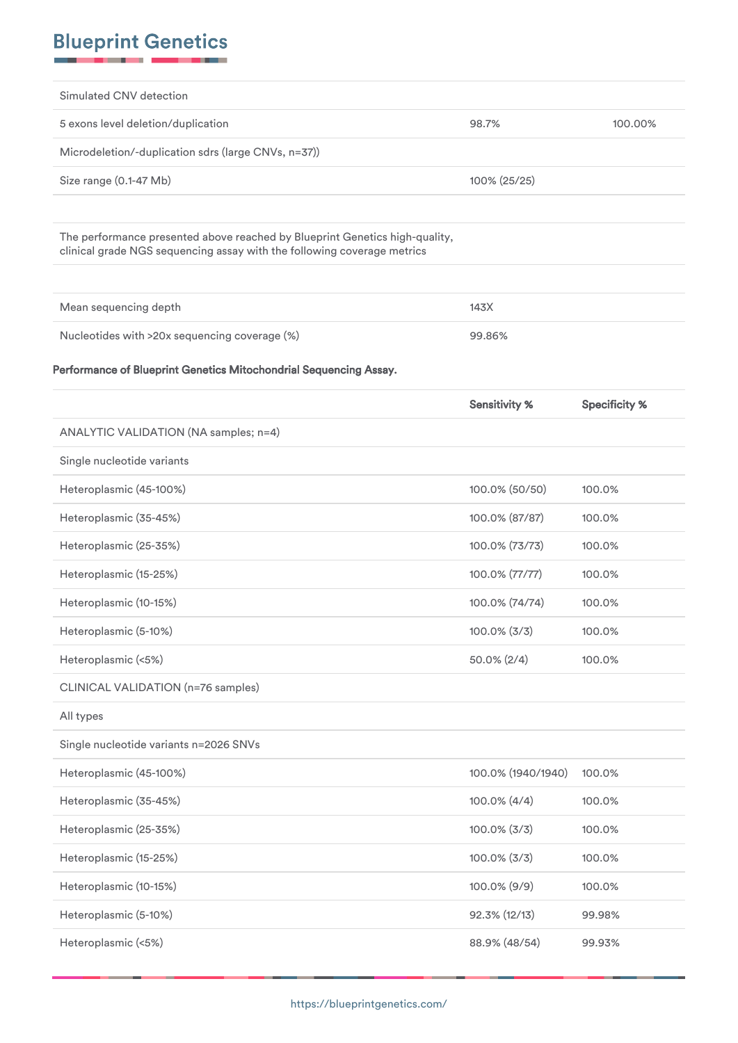| | | |
|---|---|---|
| Simulated CNV detection | | |
| 5 exons level deletion/duplication | 98.7% | 100.00% |
| Microdeletion/-duplication sdrs (large CNVs, n=37)) | | |
| Size range (0.1-47 Mb) | 100% (25/25) | |
| | | |
| The performance presented above reached by Blueprint Genetics high-quality, clinical grade NGS sequencing assay with the following coverage metrics | | |
| | | |
| Mean sequencing depth | 143X | |
| Nucleotides with >20x sequencing coverage (%) | 99.86% | |

**Performance of Blueprint Genetics Mitochondrial Sequencing Assay.**

| | Sensitivity % | Specificity % |
|---|---|---|
| ANALYTIC VALIDATION (NA samples; n=4) | | |
| Single nucleotide variants | | |
| Heteroplasmic (45-100%) | 100.0% (50/50) | 100.0% |
| Heteroplasmic (35-45%) | 100.0% (87/87) | 100.0% |
| Heteroplasmic (25-35%) | 100.0% (73/73) | 100.0% |
| Heteroplasmic (15-25%) | 100.0% (77/77) | 100.0% |
| Heteroplasmic (10-15%) | 100.0% (74/74) | 100.0% |
| Heteroplasmic (5-10%) | 100.0% (3/3) | 100.0% |
| Heteroplasmic (<5%) | 50.0% (2/4) | 100.0% |
| CLINICAL VALIDATION (n=76 samples) | | |
| All types | | |
| Single nucleotide variants n=2026 SNVs | | |
| Heteroplasmic (45-100%) | 100.0% (1940/1940) | 100.0% |
| Heteroplasmic (35-45%) | 100.0% (4/4) | 100.0% |
| Heteroplasmic (25-35%) | 100.0% (3/3) | 100.0% |
| Heteroplasmic (15-25%) | 100.0% (3/3) | 100.0% |
| Heteroplasmic (10-15%) | 100.0% (9/9) | 100.0% |
| Heteroplasmic (5-10%) | 92.3% (12/13) | 99.98% |
| Heteroplasmic (<5%) | 88.9% (48/54) | 99.93% |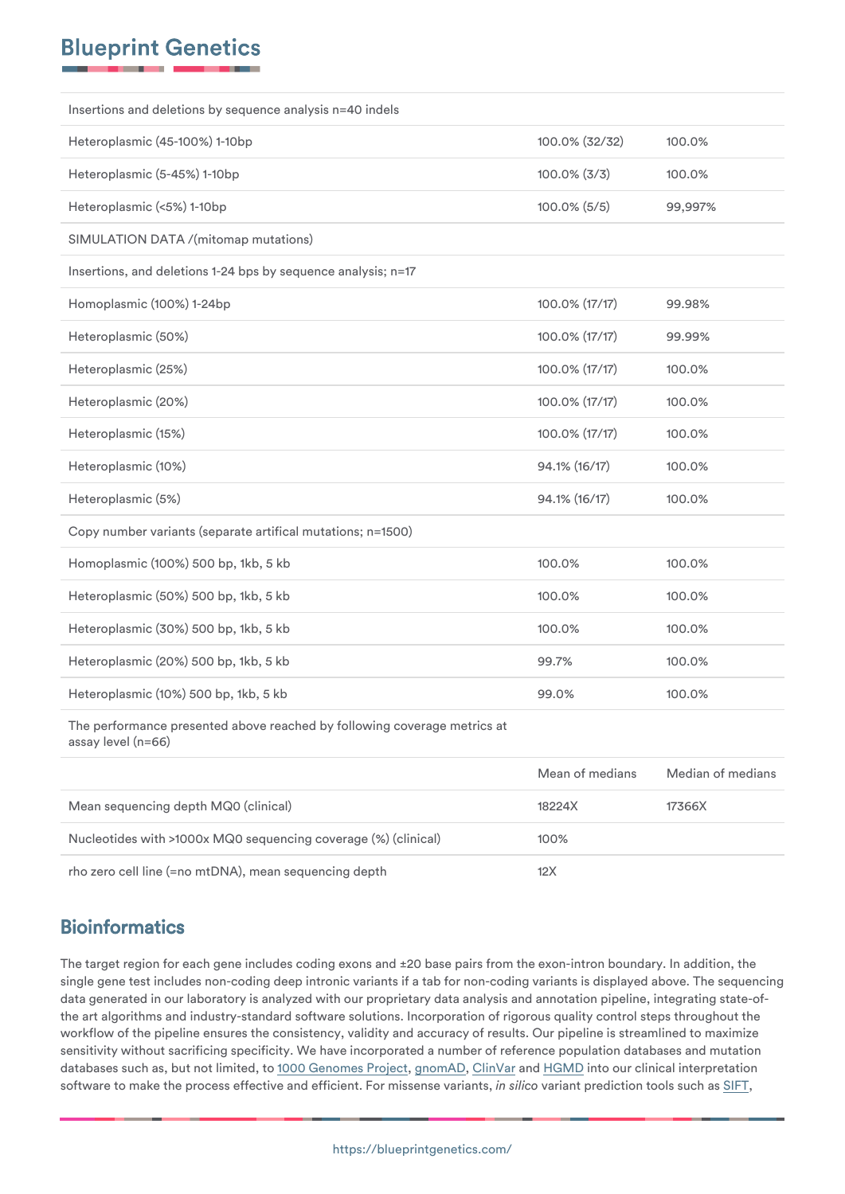| | | |
|---|---|---|
| Insertions and deletions by sequence analysis n=40 indels | | |
| Heteroplasmic (45-100%) 1-10bp | 100.0% (32/32) | 100.0% |
| Heteroplasmic (5-45%) 1-10bp | 100.0% (3/3) | 100.0% |
| Heteroplasmic (<5%) 1-10bp | 100.0% (5/5) | 99,997% |
| SIMULATION DATA /(mitomap mutations) | | |
| Insertions, and deletions 1-24 bps by sequence analysis; n=17 | | |
| Homoplasmic (100%) 1-24bp | 100.0% (17/17) | 99.98% |
| Heteroplasmic (50%) | 100.0% (17/17) | 99.99% |
| Heteroplasmic (25%) | 100.0% (17/17) | 100.0% |
| Heteroplasmic (20%) | 100.0% (17/17) | 100.0% |
| Heteroplasmic (15%) | 100.0% (17/17) | 100.0% |
| Heteroplasmic (10%) | 94.1% (16/17) | 100.0% |
| Heteroplasmic (5%) | 94.1% (16/17) | 100.0% |
| Copy number variants (separate artifical mutations; n=1500) | | |
| Homoplasmic (100%) 500 bp, 1kb, 5 kb | 100.0% | 100.0% |
| Heteroplasmic (50%) 500 bp, 1kb, 5 kb | 100.0% | 100.0% |
| Heteroplasmic (30%) 500 bp, 1kb, 5 kb | 100.0% | 100.0% |
| Heteroplasmic (20%) 500 bp, 1kb, 5 kb | 99.7% | 100.0% |
| Heteroplasmic (10%) 500 bp, 1kb, 5 kb | 99.0% | 100.0% |
| The performance presented above reached by following coverage metrics at assay level (n=66) | | |
| | Mean of medians | Median of medians |
| Mean sequencing depth MQ0 (clinical) | 18224X | 17366X |
| Nucleotides with >1000x MQ0 sequencing coverage (%) (clinical) | 100% | |
| rho zero cell line (=no mtDNA), mean sequencing depth | 12X | |

## Bioinformatics

The target region for each gene includes coding exons and ±20 base pairs from the exon-intron boundary. In addition, the single gene test includes non-coding deep intronic variants if a tab for non-coding variants is displayed above. The sequencing data generated in our laboratory is analyzed with our proprietary data analysis and annotation pipeline, integrating state-of-the art algorithms and industry-standard software solutions. Incorporation of rigorous quality control steps throughout the workflow of the pipeline ensures the consistency, validity and accuracy of results. Our pipeline is streamlined to maximize sensitivity without sacrificing specificity. We have incorporated a number of reference population databases and mutation databases such as, but not limited, to 1000 Genomes Project, gnomAD, ClinVar and HGMD into our clinical interpretation software to make the process effective and efficient. For missense variants, *in silico* variant prediction tools such as SIFT,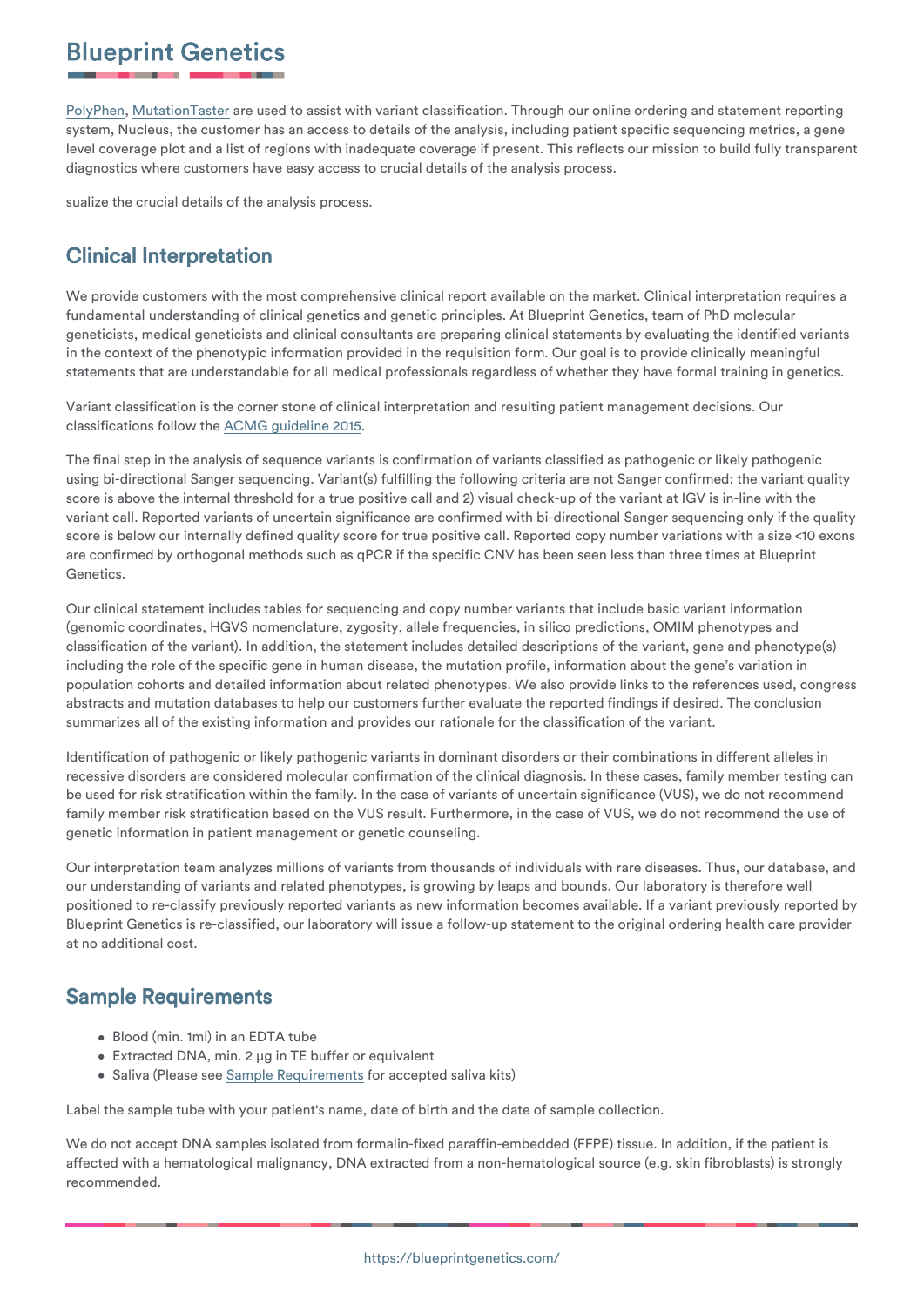PolyPhen, MutationTaster are used to assist with variant classification. Through our online ordering and statement reporting system, Nucleus, the customer has an access to details of the analysis, including patient specific sequencing metrics, a gene level coverage plot and a list of regions with inadequate coverage if present. This reflects our mission to build fully transparent diagnostics where customers have easy access to crucial details of the analysis process.

sualize the crucial details of the analysis process.

## Clinical Interpretation

We provide customers with the most comprehensive clinical report available on the market. Clinical interpretation requires a fundamental understanding of clinical genetics and genetic principles. At Blueprint Genetics, team of PhD molecular geneticists, medical geneticists and clinical consultants are preparing clinical statements by evaluating the identified variants in the context of the phenotypic information provided in the requisition form. Our goal is to provide clinically meaningful statements that are understandable for all medical professionals regardless of whether they have formal training in genetics.

Variant classification is the corner stone of clinical interpretation and resulting patient management decisions. Our classifications follow the ACMG guideline 2015.

The final step in the analysis of sequence variants is confirmation of variants classified as pathogenic or likely pathogenic using bi-directional Sanger sequencing. Variant(s) fulfilling the following criteria are not Sanger confirmed: the variant quality score is above the internal threshold for a true positive call and 2) visual check-up of the variant at IGV is in-line with the variant call. Reported variants of uncertain significance are confirmed with bi-directional Sanger sequencing only if the quality score is below our internally defined quality score for true positive call. Reported copy number variations with a size <10 exons are confirmed by orthogonal methods such as qPCR if the specific CNV has been seen less than three times at Blueprint Genetics.

Our clinical statement includes tables for sequencing and copy number variants that include basic variant information (genomic coordinates, HGVS nomenclature, zygosity, allele frequencies, in silico predictions, OMIM phenotypes and classification of the variant). In addition, the statement includes detailed descriptions of the variant, gene and phenotype(s) including the role of the specific gene in human disease, the mutation profile, information about the gene's variation in population cohorts and detailed information about related phenotypes. We also provide links to the references used, congress abstracts and mutation databases to help our customers further evaluate the reported findings if desired. The conclusion summarizes all of the existing information and provides our rationale for the classification of the variant.

Identification of pathogenic or likely pathogenic variants in dominant disorders or their combinations in different alleles in recessive disorders are considered molecular confirmation of the clinical diagnosis. In these cases, family member testing can be used for risk stratification within the family. In the case of variants of uncertain significance (VUS), we do not recommend family member risk stratification based on the VUS result. Furthermore, in the case of VUS, we do not recommend the use of genetic information in patient management or genetic counseling.

Our interpretation team analyzes millions of variants from thousands of individuals with rare diseases. Thus, our database, and our understanding of variants and related phenotypes, is growing by leaps and bounds. Our laboratory is therefore well positioned to re-classify previously reported variants as new information becomes available. If a variant previously reported by Blueprint Genetics is re-classified, our laboratory will issue a follow-up statement to the original ordering health care provider at no additional cost.

## Sample Requirements

- Blood (min. 1ml) in an EDTA tube
- Extracted DNA, min. 2 μg in TE buffer or equivalent
- Saliva (Please see Sample Requirements for accepted saliva kits)

Label the sample tube with your patient's name, date of birth and the date of sample collection.

We do not accept DNA samples isolated from formalin-fixed paraffin-embedded (FFPE) tissue. In addition, if the patient is affected with a hematological malignancy, DNA extracted from a non-hematological source (e.g. skin fibroblasts) is strongly recommended.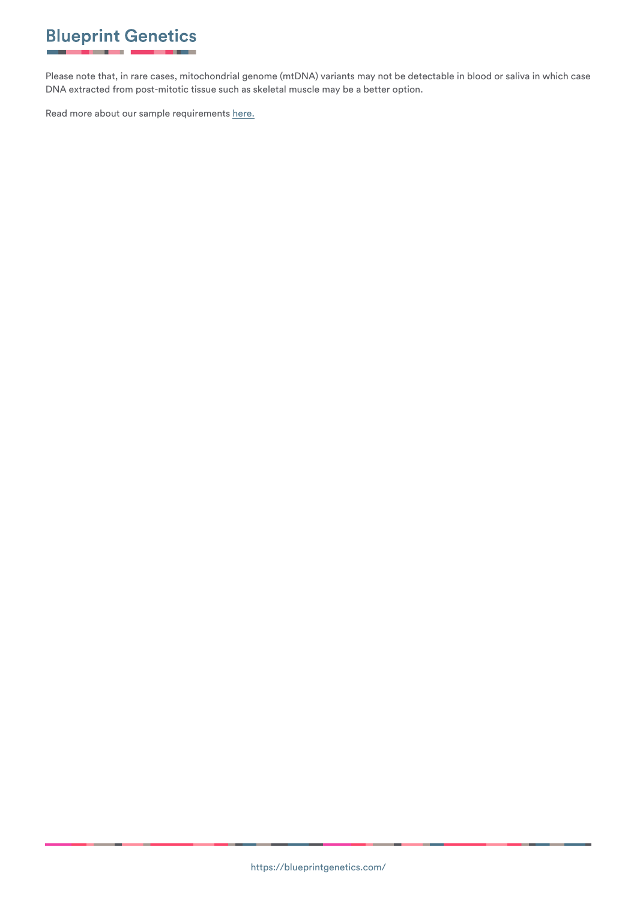Please note that, in rare cases, mitochondrial genome (mtDNA) variants may not be detectable in blood or saliva in which case DNA extracted from post-mitotic tissue such as skeletal muscle may be a better option.

Read more about our sample requirements here.